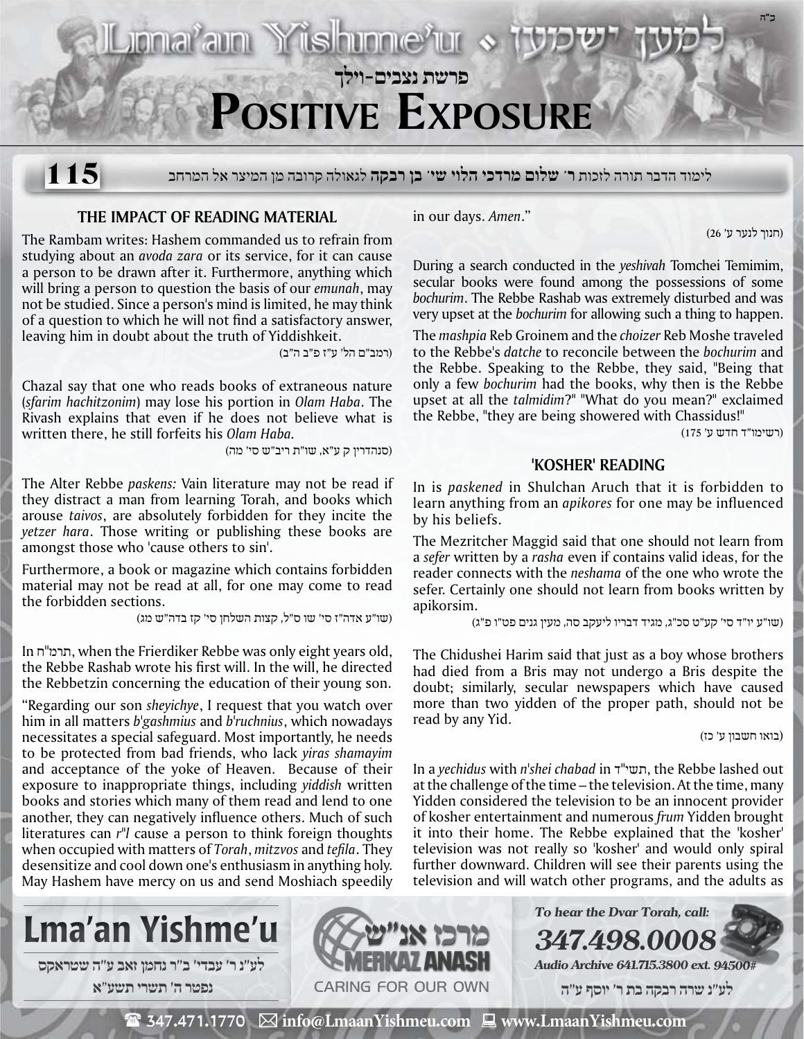# פרשת נצבים-וילך

# Positive Exposure

115

לימוד הדבר תורה לזכות ר' **שלום מרדכי הלוי שי' בן רבקה** לגאולה קרובה מן המיצר אל המרחב

## THE IMPACT OF READING MATERIAL

The Rambam writes: Hashem commanded us to refrain from studying about an *avoda zara* or its service, for it can cause a person to be drawn after it. Furthermore, anything which will bring a person to question the basis of our *emunah*, may not be studied. Since a person's mind is limited, he may think of a question to which he will not find a satisfactory answer, leaving him in doubt about the truth of Yiddishkeit.

(רמב"ם הל' ע"ז פ"ב ה"ב)

Chazal say that one who reads books of extraneous nature (*sfarim hachitzonim*) may lose his portion in *Olam Haba*. The Rivash explains that even if he does not believe what is written there, he still forfeits his *Olam Haba*.

(סנהדרין ק ע"א, שו"ת ריב"ש סי' מה)

The Alter Rebbe *paskens:* Vain literature may not be read if they distract a man from learning Torah, and books which arouse *taivos*, are absolutely forbidden for they incite the *yetzer hara*. Those writing or publishing these books are amongst those who 'cause others to sin'.

Furthermore, a book or magazine which contains forbidden material may not be read at all, for one may come to read the forbidden sections.

(שו"ע אדה"ז סי' שו ס"ל, קצות השלחן סי' קז בדה"ש מג)

In תרמ"ח, when the Frierdiker Rebbe was only eight years old, the Rebbe Rashab wrote his first will. In the will, he directed the Rebbetzin concerning the education of their young son.

"Regarding our son *sheyichye*, I request that you watch over him in all matters *b'gashmius* and *b'ruchnius*, which nowadays necessitates a special safeguard. Most importantly, he needs to be protected from bad friends, who lack *yiras shamayim* and acceptance of the yoke of Heaven. Because of their exposure to inappropriate things, including *yiddish* written books and stories which many of them read and lend to one another, they can negatively influence others. Much of such literatures can *r"l* cause a person to think foreign thoughts when occupied with matters of *Torah*, *mitzvos* and *tefila*. They desensitize and cool down one's enthusiasm in anything holy. May Hashem have mercy on us and send Moshiach speedily in our days. *Amen*."

(חנוך לנער ע' 26)

During a search conducted in the *yeshivah* Tomchei Temimim, secular books were found among the possessions of some *bochurim*. The Rebbe Rashab was extremely disturbed and was very upset at the *bochurim* for allowing such a thing to happen.

The *mashpia* Reb Groinem and the *choizer* Reb Moshe traveled to the Rebbe's *datche* to reconcile between the *bochurim* and the Rebbe. Speaking to the Rebbe, they said, "Being that only a few *bochurim* had the books, why then is the Rebbe upset at all the *talmidim*?" "What do you mean?" exclaimed the Rebbe, "they are being showered with Chassidus!"

(רשימו"ד חדש ע' 175)

## 'KOSHER' READING

In is *paskened* in Shulchan Aruch that it is forbidden to learn anything from an *apikores* for one may be influenced by his beliefs.

The Mezritcher Maggid said that one should not learn from a *sefer* written by a *rasha* even if contains valid ideas, for the reader connects with the *neshama* of the one who wrote the sefer. Certainly one should not learn from books written by apikorsim.

(שו"ע יו"ד סי' קע"ט סכ"ג, מגיד דבריו ליעקב סה, מעין גנים פט"ו פ"ג)

The Chidushei Harim said that just as a boy whose brothers had died from a Bris may not undergo a Bris despite the doubt; similarly, secular newspapers which have caused more than two yidden of the proper path, should not be read by any Yid.

(בואו חשבון ע' כז)

In a *yechidus* with *n'shei chabad* in תשי"ד, the Rebbe lashed out at the challenge of the time – the television. At the time, many Yidden considered the television to be an innocent provider of kosher entertainment and numerous *frum* Yidden brought it into their home. The Rebbe explained that the 'kosher' television was not really so 'kosher' and would only spiral further downward. Children will see their parents using the television and will watch other programs, and the adults as

**Lma'an Yishme'u**

לע"נ ר' עבדי' ב"ר נחמן זאב ע"ה שטראקס
נפטר ה' תשרי תשע"א

מרכז אנ"ש
MERKAZ ANASH
CARING FOR OUR OWN

*To hear the Dvar Torah, call:*
**347.498.0008**
*Audio Archive 641.715.3800 ext. 94500#*

לע"נ שרה רבקה בת ר' יוסף ע"ה

347.471.1770 info@LmaanYishmeu.com www.LmaanYishmeu.com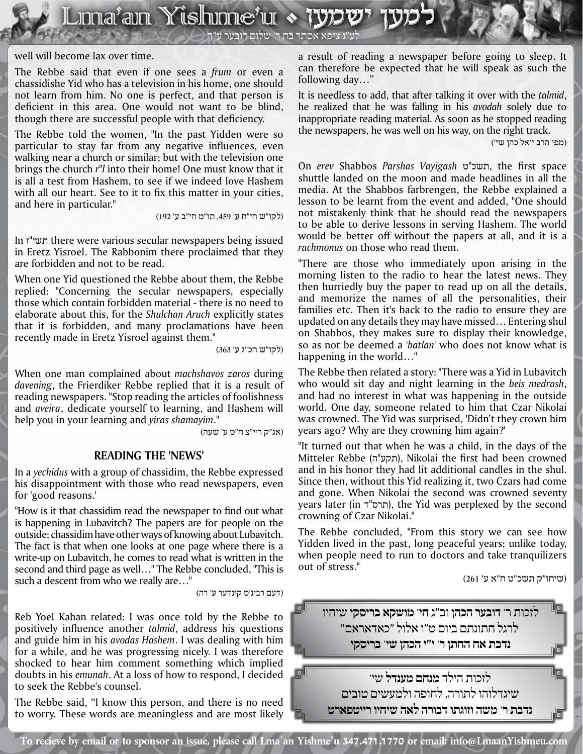well will become lax over time.

The Rebbe said that even if one sees a *frum* or even a chassidishe Yid who has a television in his home, one should not learn from him. No one is perfect, and that person is deficient in this area. One would not want to be blind, though there are successful people with that deficiency.

The Rebbe told the women, "In the past Yidden were so particular to stay far from any negative influences, even walking near a church or similar; but with the television one brings the church *r"l* into their home! One must know that it is all a test from Hashem, to see if we indeed love Hashem with all our heart. See to it to fix this matter in your cities, and here in particular."

(לקו"ש חי"ח ע' 459, תו"מ חי"ב ע' 192)

In תשי"ז there were various secular newspapers being issued in Eretz Yisroel. The Rabbonim there proclaimed that they are forbidden and not to be read.

When one Yid questioned the Rebbe about them, the Rebbe replied: "Concerning the secular newspapers, especially those which contain forbidden material - there is no need to elaborate about this, for the *Shulchan Aruch* explicitly states that it is forbidden, and many proclamations have been recently made in Eretz Yisroel against them."

(לקו"ש חכ"ג ע' 363)

When one man complained about *machshavos zaros* during *davening*, the Frierdiker Rebbe replied that it is a result of reading newspapers. "Stop reading the articles of foolishness and *aveira*, dedicate yourself to learning, and Hashem will help you in your learning and *yiras shamayim*."

(אג"ק ריי"צ ח"ט ע' שעה)

## READING THE 'NEWS'

In a *yechidus* with a group of chassidim, the Rebbe expressed his disappointment with those who read newspapers, even for 'good reasons.'

"How is it that chassidim read the newspaper to find out what is happening in Lubavitch? The papers are for people on the outside; chassidim have other ways of knowing about Lubavitch. The fact is that when one looks at one page where there is a write-up on Lubavitch, he comes to read what is written in the second and third page as well…" The Rebbe concluded, "This is such a descent from who we really are…"

(דעם רבינ'ס קינדער ע' רה)

Reb Yoel Kahan related: I was once told by the Rebbe to positively influence another *talmid*, address his questions and guide him in his *avodas Hashem*. I was dealing with him for a while, and he was progressing nicely. I was therefore shocked to hear him comment something which implied doubts in his *emunah*. At a loss of how to respond, I decided to seek the Rebbe's counsel.

The Rebbe said, "I know this person, and there is no need to worry. These words are meaningless and are most likely a result of reading a newspaper before going to sleep. It can therefore be expected that he will speak as such the following day…"

It is needless to add, that after talking it over with the *talmid*, he realized that he was falling in his *avodah* solely due to inappropriate reading material. As soon as he stopped reading the newspapers, he was well on his way, on the right track.

(מפי הרב יואל כהן שי')

On *erev* Shabbos *Parshas Vayigash* תשכ"ט, the first space shuttle landed on the moon and made headlines in all the media. At the Shabbos farbrengen, the Rebbe explained a lesson to be learnt from the event and added, "One should not mistakenly think that he should read the newspapers to be able to derive lessons in serving Hashem. The world would be better off without the papers at all, and it is a *rachmonus* on those who read them.

"There are those who immediately upon arising in the morning listen to the radio to hear the latest news. They then hurriedly buy the paper to read up on all the details, and memorize the names of all the personalities, their families etc. Then it's back to the radio to ensure they are updated on any details they may have missed… Entering shul on Shabbos, they makes sure to display their knowledge, so as not be deemed a '*batlan*' who does not know what is happening in the world…"

The Rebbe then related a story: "There was a Yid in Lubavitch who would sit day and night learning in the *beis medrash*, and had no interest in what was happening in the outside world. One day, someone related to him that Czar Nikolai was crowned. The Yid was surprised, 'Didn't they crown him years ago? Why are they crowning him again?'

"It turned out that when he was a child, in the days of the Mitteler Rebbe (תקע"ה), Nikolai the first had been crowned and in his honor they had lit additional candles in the shul. Since then, without this Yid realizing it, two Czars had come and gone. When Nikolai the second was crowned seventy years later (in תרס"ד), the Yid was perplexed by the second crowning of Czar Nikolai."

The Rebbe concluded, "From this story we can see how Yidden lived in the past, long peaceful years; unlike today, when people need to run to doctors and take tranquilizers out of stress."

(שיחו"ק תשכ"ט ח"א ע' 261)

לזכות ר' **דובער הכהן** וב"ג **חי' מושקא בריסקי** שיחיו
לרגל חתונתם ביום ט"ו אלול "כאדאראם"
**נדבת אח החתן ר' י"י הכהן שי' בריסקי**

לזכות הילד **מנחם מענדל** שי'
שיגדלוהו לתורה, לחופה ולמעשים טובים
**נדבת ר' משה וזוגתו דבורה לאה שיחיו רייטפארט**